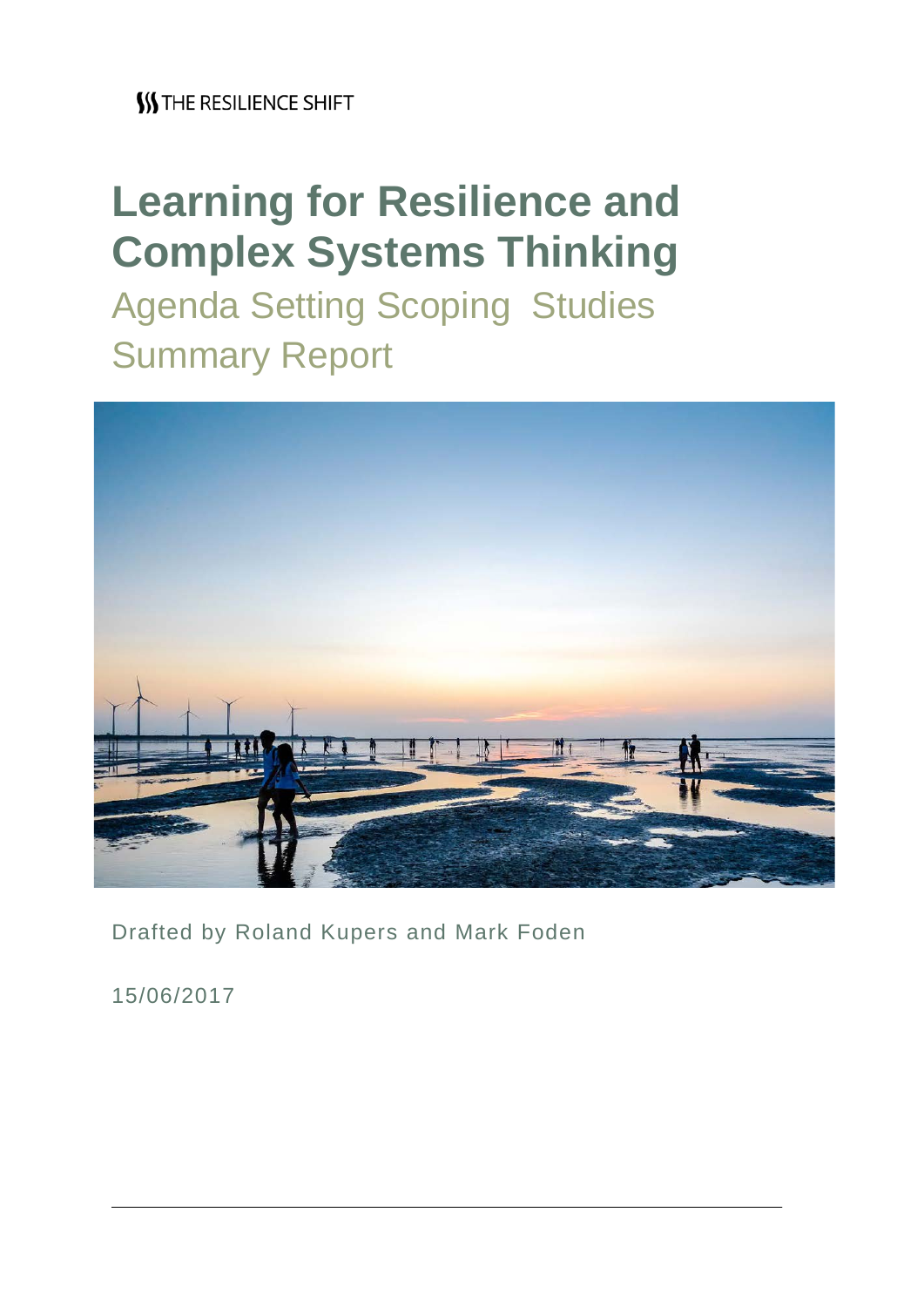THE RESILIENCE SHIFT

# Learning for Resilience and Complex Systems Thinking

## Agenda Setting Scoping Studies Summary Report

Drafted by Roland Kupers and Mark Foden

15/06/2017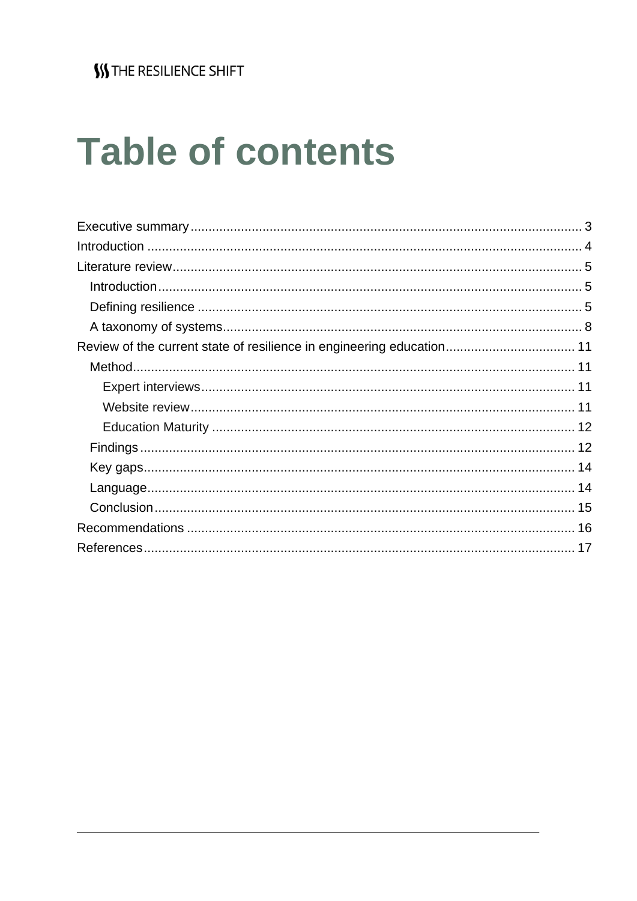# Table of contents

- Executive summary ... 3
- Introduction ... 4
- Literature review ... 5
  - Introduction ... 5
  - Defining resilience ... 5
  - A taxonomy of systems ... 8
- Review of the current state of resilience in engineering education ... 11
  - Method ... 11
    - Expert interviews ... 11
    - Website review ... 11
    - Education Maturity ... 12
  - Findings ... 12
  - Key gaps ... 14
  - Language ... 14
  - Conclusion ... 15
- Recommendations ... 16
- References ... 17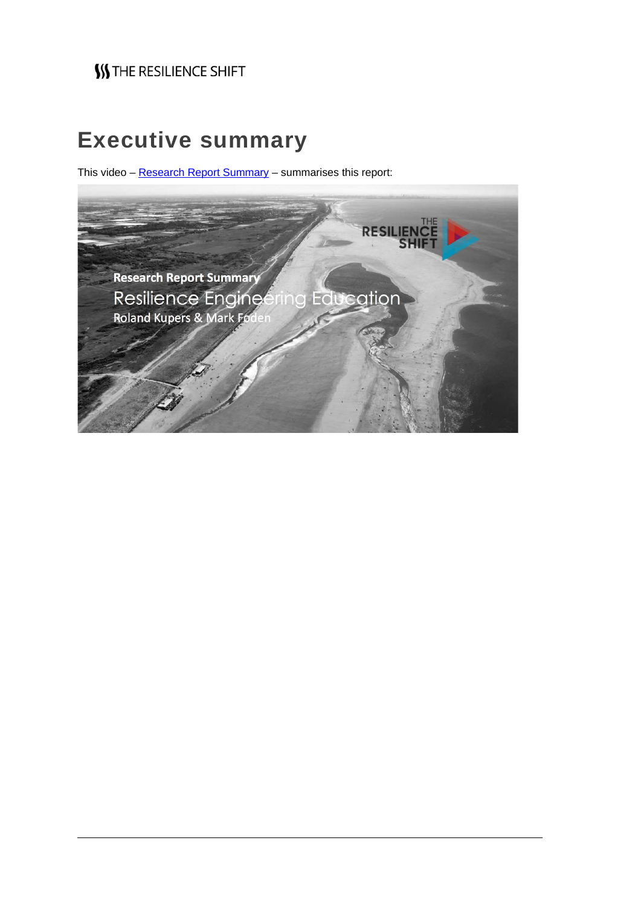# Executive summary

This video – Research Report Summary – summarises this report: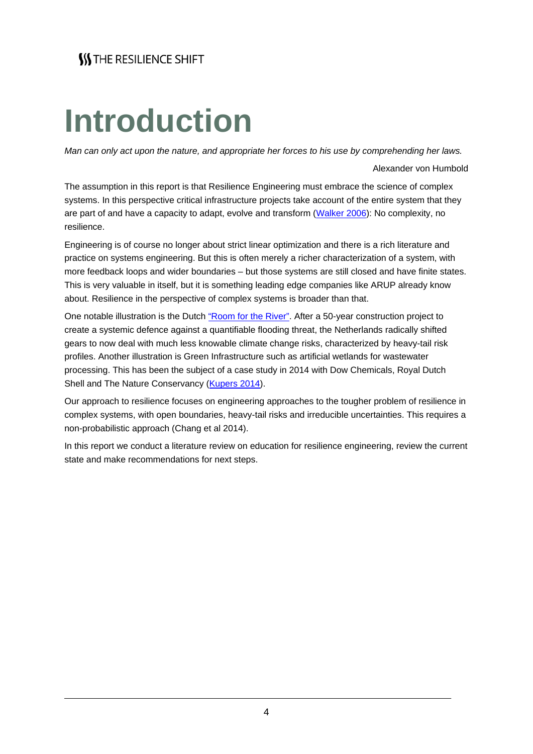# Introduction

*Man can only act upon the nature, and appropriate her forces to his use by comprehending her laws.*

Alexander von Humbold

The assumption in this report is that Resilience Engineering must embrace the science of complex systems. In this perspective critical infrastructure projects take account of the entire system that they are part of and have a capacity to adapt, evolve and transform (Walker 2006): No complexity, no resilience.

Engineering is of course no longer about strict linear optimization and there is a rich literature and practice on systems engineering. But this is often merely a richer characterization of a system, with more feedback loops and wider boundaries – but those systems are still closed and have finite states. This is very valuable in itself, but it is something leading edge companies like ARUP already know about. Resilience in the perspective of complex systems is broader than that.

One notable illustration is the Dutch "Room for the River". After a 50-year construction project to create a systemic defence against a quantifiable flooding threat, the Netherlands radically shifted gears to now deal with much less knowable climate change risks, characterized by heavy-tail risk profiles. Another illustration is Green Infrastructure such as artificial wetlands for wastewater processing. This has been the subject of a case study in 2014 with Dow Chemicals, Royal Dutch Shell and The Nature Conservancy (Kupers 2014).

Our approach to resilience focuses on engineering approaches to the tougher problem of resilience in complex systems, with open boundaries, heavy-tail risks and irreducible uncertainties. This requires a non-probabilistic approach (Chang et al 2014).

In this report we conduct a literature review on education for resilience engineering, review the current state and make recommendations for next steps.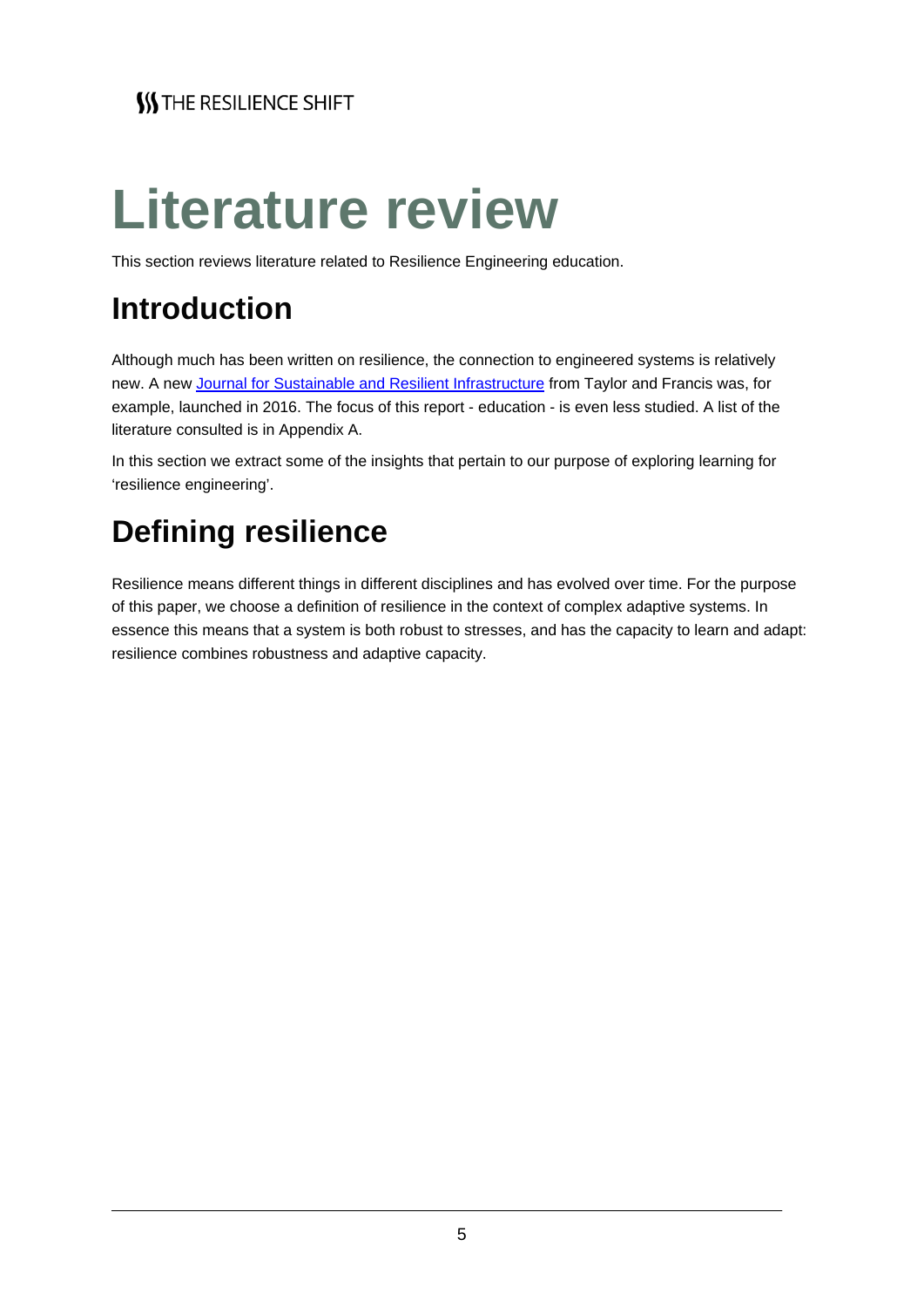# Literature review

This section reviews literature related to Resilience Engineering education.

## Introduction

Although much has been written on resilience, the connection to engineered systems is relatively new. A new Journal for Sustainable and Resilient Infrastructure from Taylor and Francis was, for example, launched in 2016. The focus of this report - education - is even less studied. A list of the literature consulted is in Appendix A.

In this section we extract some of the insights that pertain to our purpose of exploring learning for 'resilience engineering'.

## Defining resilience

Resilience means different things in different disciplines and has evolved over time. For the purpose of this paper, we choose a definition of resilience in the context of complex adaptive systems. In essence this means that a system is both robust to stresses, and has the capacity to learn and adapt: resilience combines robustness and adaptive capacity.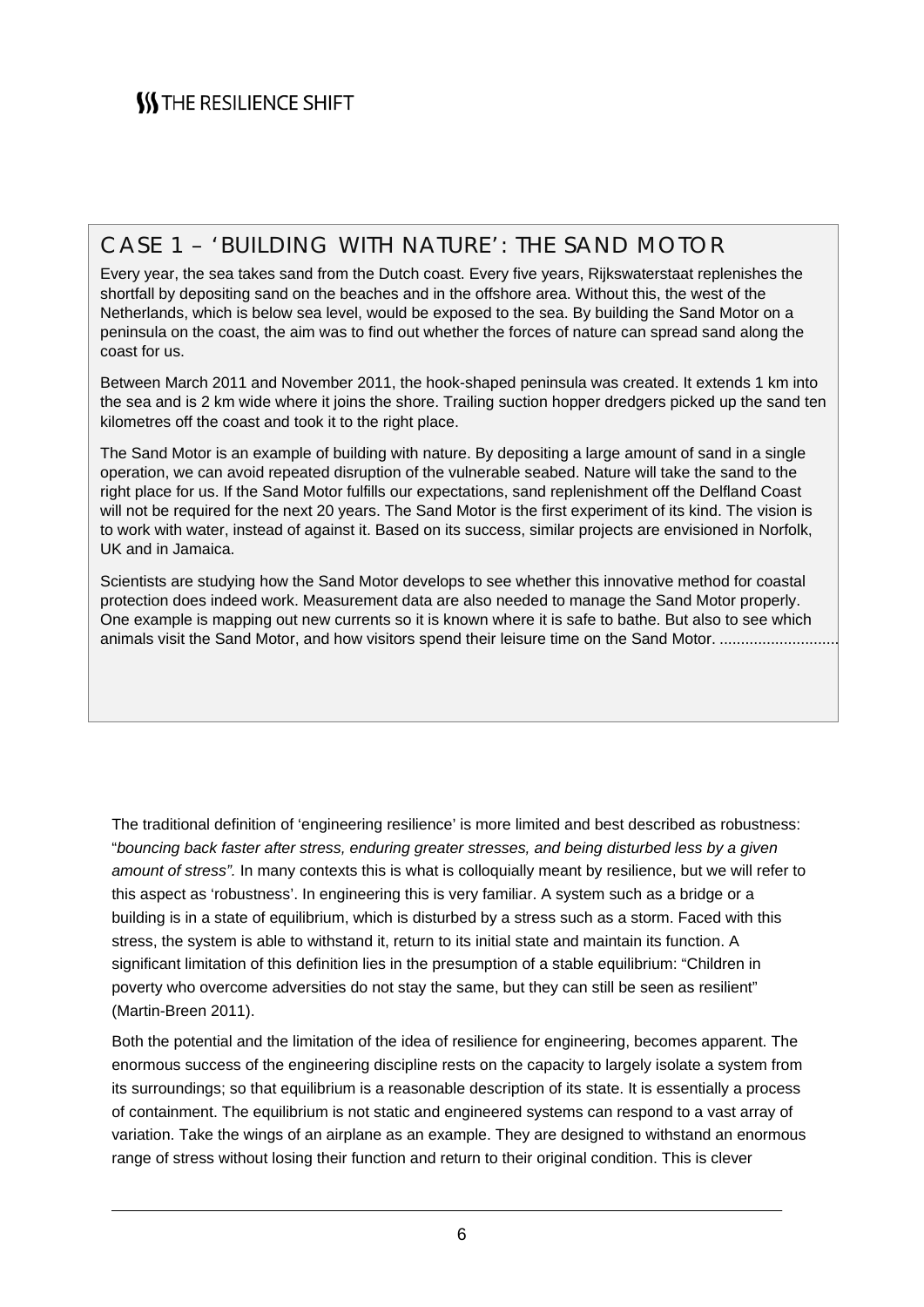## CASE 1 – 'BUILDING WITH NATURE': THE SAND MOTOR

Every year, the sea takes sand from the Dutch coast. Every five years, Rijkswaterstaat replenishes the shortfall by depositing sand on the beaches and in the offshore area. Without this, the west of the Netherlands, which is below sea level, would be exposed to the sea. By building the Sand Motor on a peninsula on the coast, the aim was to find out whether the forces of nature can spread sand along the coast for us.

Between March 2011 and November 2011, the hook-shaped peninsula was created. It extends 1 km into the sea and is 2 km wide where it joins the shore. Trailing suction hopper dredgers picked up the sand ten kilometres off the coast and took it to the right place.

The Sand Motor is an example of building with nature. By depositing a large amount of sand in a single operation, we can avoid repeated disruption of the vulnerable seabed. Nature will take the sand to the right place for us. If the Sand Motor fulfills our expectations, sand replenishment off the Delfland Coast will not be required for the next 20 years. The Sand Motor is the first experiment of its kind. The vision is to work with water, instead of against it. Based on its success, similar projects are envisioned in Norfolk, UK and in Jamaica.

Scientists are studying how the Sand Motor develops to see whether this innovative method for coastal protection does indeed work. Measurement data are also needed to manage the Sand Motor properly. One example is mapping out new currents so it is known where it is safe to bathe. But also to see which animals visit the Sand Motor, and how visitors spend their leisure time on the Sand Motor. ...........................

The traditional definition of 'engineering resilience' is more limited and best described as robustness: "*bouncing back faster after stress, enduring greater stresses, and being disturbed less by a given amount of stress".* In many contexts this is what is colloquially meant by resilience, but we will refer to this aspect as 'robustness'. In engineering this is very familiar. A system such as a bridge or a building is in a state of equilibrium, which is disturbed by a stress such as a storm. Faced with this stress, the system is able to withstand it, return to its initial state and maintain its function. A significant limitation of this definition lies in the presumption of a stable equilibrium: "Children in poverty who overcome adversities do not stay the same, but they can still be seen as resilient" (Martin-Breen 2011).

Both the potential and the limitation of the idea of resilience for engineering, becomes apparent. The enormous success of the engineering discipline rests on the capacity to largely isolate a system from its surroundings; so that equilibrium is a reasonable description of its state. It is essentially a process of containment. The equilibrium is not static and engineered systems can respond to a vast array of variation. Take the wings of an airplane as an example. They are designed to withstand an enormous range of stress without losing their function and return to their original condition. This is clever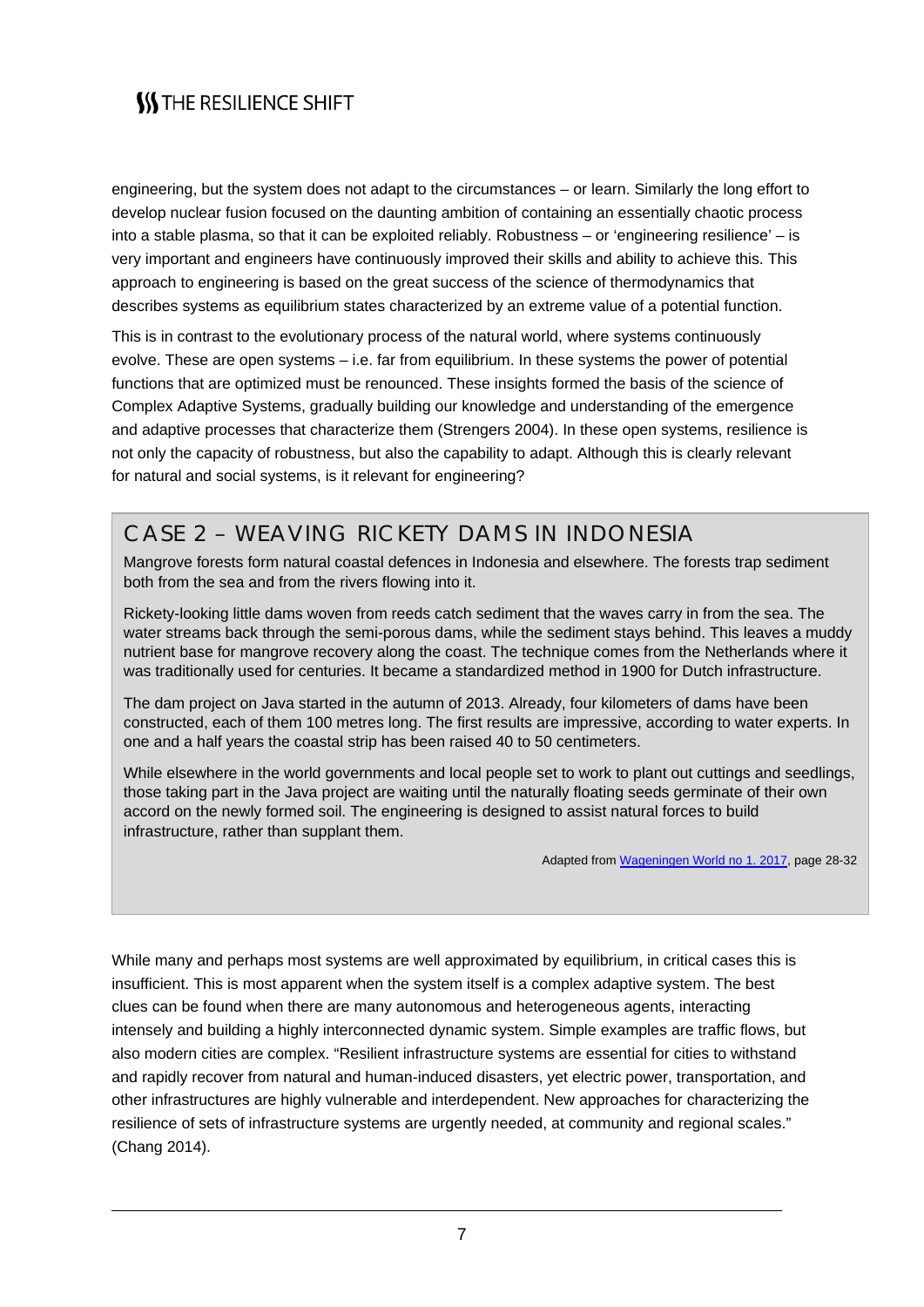engineering, but the system does not adapt to the circumstances – or learn. Similarly the long effort to develop nuclear fusion focused on the daunting ambition of containing an essentially chaotic process into a stable plasma, so that it can be exploited reliably. Robustness – or 'engineering resilience' – is very important and engineers have continuously improved their skills and ability to achieve this. This approach to engineering is based on the great success of the science of thermodynamics that describes systems as equilibrium states characterized by an extreme value of a potential function.

This is in contrast to the evolutionary process of the natural world, where systems continuously evolve. These are open systems – i.e. far from equilibrium. In these systems the power of potential functions that are optimized must be renounced. These insights formed the basis of the science of Complex Adaptive Systems, gradually building our knowledge and understanding of the emergence and adaptive processes that characterize them (Strengers 2004). In these open systems, resilience is not only the capacity of robustness, but also the capability to adapt. Although this is clearly relevant for natural and social systems, is it relevant for engineering?

## CASE 2 – WEAVING RICKETY DAMS IN INDONESIA

Mangrove forests form natural coastal defences in Indonesia and elsewhere. The forests trap sediment both from the sea and from the rivers flowing into it.

Rickety-looking little dams woven from reeds catch sediment that the waves carry in from the sea. The water streams back through the semi-porous dams, while the sediment stays behind. This leaves a muddy nutrient base for mangrove recovery along the coast. The technique comes from the Netherlands where it was traditionally used for centuries. It became a standardized method in 1900 for Dutch infrastructure.

The dam project on Java started in the autumn of 2013. Already, four kilometers of dams have been constructed, each of them 100 metres long. The first results are impressive, according to water experts. In one and a half years the coastal strip has been raised 40 to 50 centimeters.

While elsewhere in the world governments and local people set to work to plant out cuttings and seedlings, those taking part in the Java project are waiting until the naturally floating seeds germinate of their own accord on the newly formed soil. The engineering is designed to assist natural forces to build infrastructure, rather than supplant them.

Adapted from [Wageningen World no 1. 2017](), page 28-32

While many and perhaps most systems are well approximated by equilibrium, in critical cases this is insufficient. This is most apparent when the system itself is a complex adaptive system. The best clues can be found when there are many autonomous and heterogeneous agents, interacting intensely and building a highly interconnected dynamic system. Simple examples are traffic flows, but also modern cities are complex. "Resilient infrastructure systems are essential for cities to withstand and rapidly recover from natural and human-induced disasters, yet electric power, transportation, and other infrastructures are highly vulnerable and interdependent. New approaches for characterizing the resilience of sets of infrastructure systems are urgently needed, at community and regional scales." (Chang 2014).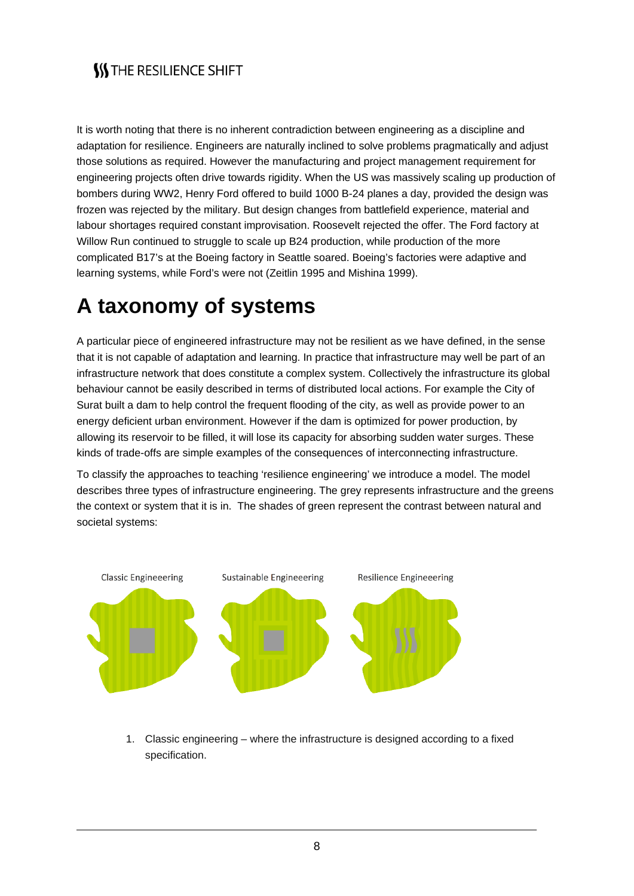It is worth noting that there is no inherent contradiction between engineering as a discipline and adaptation for resilience. Engineers are naturally inclined to solve problems pragmatically and adjust those solutions as required. However the manufacturing and project management requirement for engineering projects often drive towards rigidity. When the US was massively scaling up production of bombers during WW2, Henry Ford offered to build 1000 B-24 planes a day, provided the design was frozen was rejected by the military. But design changes from battlefield experience, material and labour shortages required constant improvisation. Roosevelt rejected the offer. The Ford factory at Willow Run continued to struggle to scale up B24 production, while production of the more complicated B17's at the Boeing factory in Seattle soared. Boeing's factories were adaptive and learning systems, while Ford's were not (Zeitlin 1995 and Mishina 1999).

# A taxonomy of systems

A particular piece of engineered infrastructure may not be resilient as we have defined, in the sense that it is not capable of adaptation and learning. In practice that infrastructure may well be part of an infrastructure network that does constitute a complex system. Collectively the infrastructure its global behaviour cannot be easily described in terms of distributed local actions. For example the City of Surat built a dam to help control the frequent flooding of the city, as well as provide power to an energy deficient urban environment. However if the dam is optimized for power production, by allowing its reservoir to be filled, it will lose its capacity for absorbing sudden water surges. These kinds of trade-offs are simple examples of the consequences of interconnecting infrastructure.

To classify the approaches to teaching 'resilience engineering' we introduce a model. The model describes three types of infrastructure engineering. The grey represents infrastructure and the greens the context or system that it is in. The shades of green represent the contrast between natural and societal systems:

Classic Engineeering | Sustainable Engineeering | Resilience Engineeering

1. Classic engineering – where the infrastructure is designed according to a fixed specification.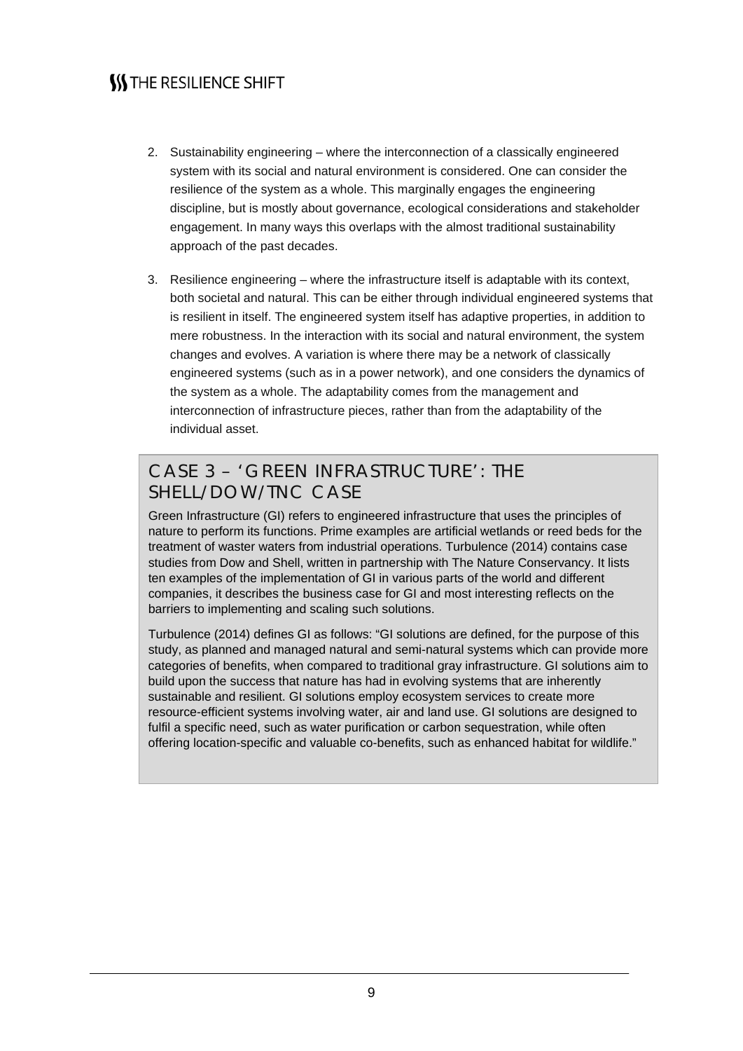2. Sustainability engineering – where the interconnection of a classically engineered system with its social and natural environment is considered. One can consider the resilience of the system as a whole. This marginally engages the engineering discipline, but is mostly about governance, ecological considerations and stakeholder engagement. In many ways this overlaps with the almost traditional sustainability approach of the past decades.

3. Resilience engineering – where the infrastructure itself is adaptable with its context, both societal and natural. This can be either through individual engineered systems that is resilient in itself. The engineered system itself has adaptive properties, in addition to mere robustness. In the interaction with its social and natural environment, the system changes and evolves. A variation is where there may be a network of classically engineered systems (such as in a power network), and one considers the dynamics of the system as a whole. The adaptability comes from the management and interconnection of infrastructure pieces, rather than from the adaptability of the individual asset.

## CASE 3 – 'GREEN INFRASTRUCTURE': THE SHELL/DOW/TNC CASE

Green Infrastructure (GI) refers to engineered infrastructure that uses the principles of nature to perform its functions. Prime examples are artificial wetlands or reed beds for the treatment of waster waters from industrial operations. Turbulence (2014) contains case studies from Dow and Shell, written in partnership with The Nature Conservancy. It lists ten examples of the implementation of GI in various parts of the world and different companies, it describes the business case for GI and most interesting reflects on the barriers to implementing and scaling such solutions.

Turbulence (2014) defines GI as follows: "GI solutions are defined, for the purpose of this study, as planned and managed natural and semi-natural systems which can provide more categories of benefits, when compared to traditional gray infrastructure. GI solutions aim to build upon the success that nature has had in evolving systems that are inherently sustainable and resilient. GI solutions employ ecosystem services to create more resource-efficient systems involving water, air and land use. GI solutions are designed to fulfil a specific need, such as water purification or carbon sequestration, while often offering location-specific and valuable co-benefits, such as enhanced habitat for wildlife."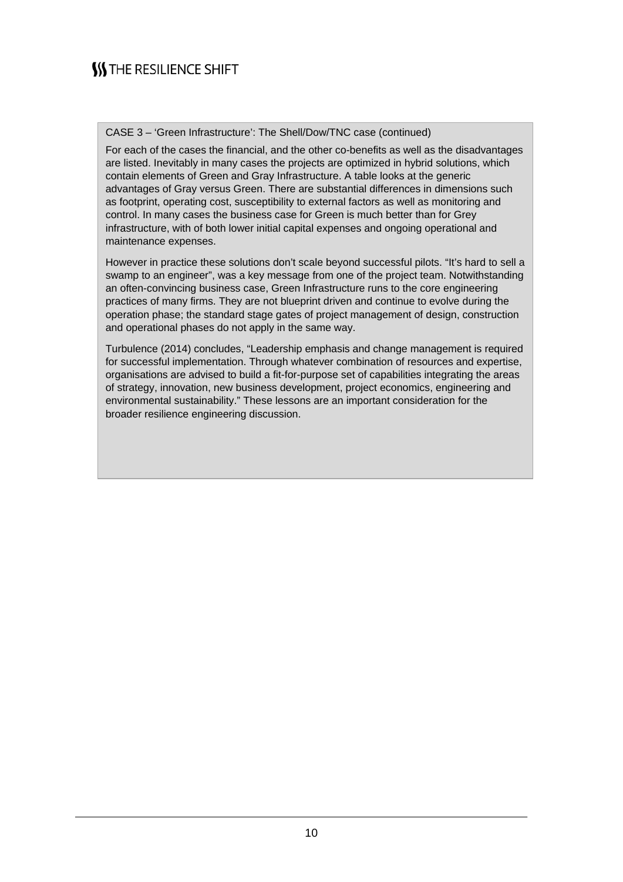CASE 3 – 'Green Infrastructure': The Shell/Dow/TNC case (continued)

For each of the cases the financial, and the other co-benefits as well as the disadvantages are listed. Inevitably in many cases the projects are optimized in hybrid solutions, which contain elements of Green and Gray Infrastructure. A table looks at the generic advantages of Gray versus Green. There are substantial differences in dimensions such as footprint, operating cost, susceptibility to external factors as well as monitoring and control. In many cases the business case for Green is much better than for Grey infrastructure, with of both lower initial capital expenses and ongoing operational and maintenance expenses.

However in practice these solutions don't scale beyond successful pilots. "It's hard to sell a swamp to an engineer", was a key message from one of the project team. Notwithstanding an often-convincing business case, Green Infrastructure runs to the core engineering practices of many firms. They are not blueprint driven and continue to evolve during the operation phase; the standard stage gates of project management of design, construction and operational phases do not apply in the same way.

Turbulence (2014) concludes, "Leadership emphasis and change management is required for successful implementation. Through whatever combination of resources and expertise, organisations are advised to build a fit-for-purpose set of capabilities integrating the areas of strategy, innovation, new business development, project economics, engineering and environmental sustainability." These lessons are an important consideration for the broader resilience engineering discussion.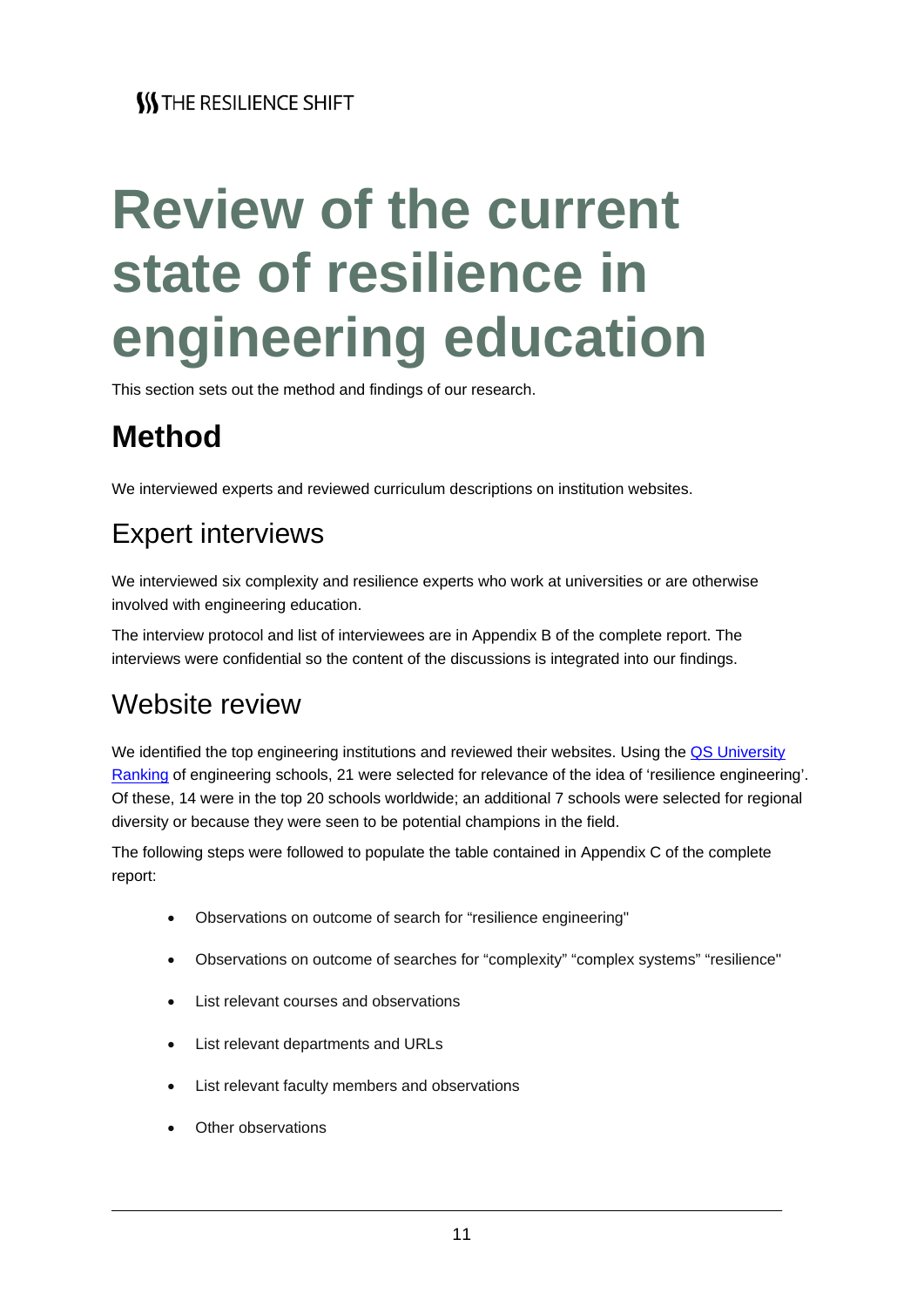# Review of the current state of resilience in engineering education

This section sets out the method and findings of our research.

## Method

We interviewed experts and reviewed curriculum descriptions on institution websites.

### Expert interviews

We interviewed six complexity and resilience experts who work at universities or are otherwise involved with engineering education.

The interview protocol and list of interviewees are in Appendix B of the complete report. The interviews were confidential so the content of the discussions is integrated into our findings.

### Website review

We identified the top engineering institutions and reviewed their websites. Using the [QS University Ranking]() of engineering schools, 21 were selected for relevance of the idea of 'resilience engineering'. Of these, 14 were in the top 20 schools worldwide; an additional 7 schools were selected for regional diversity or because they were seen to be potential champions in the field.

The following steps were followed to populate the table contained in Appendix C of the complete report:

- Observations on outcome of search for "resilience engineering"
- Observations on outcome of searches for "complexity" "complex systems" "resilience"
- List relevant courses and observations
- List relevant departments and URLs
- List relevant faculty members and observations
- Other observations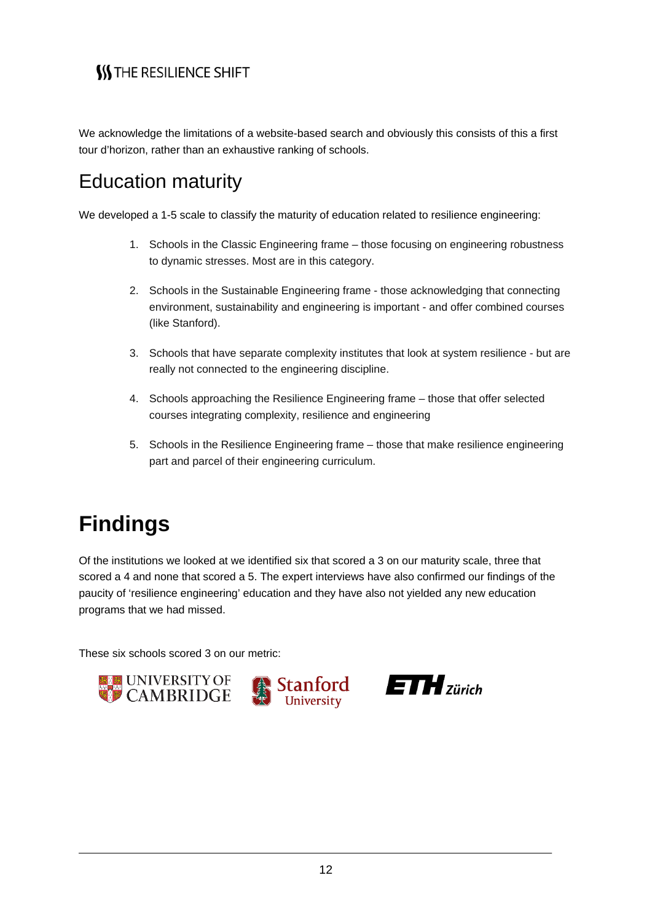We acknowledge the limitations of a website-based search and obviously this consists of this a first tour d'horizon, rather than an exhaustive ranking of schools.

## Education maturity

We developed a 1-5 scale to classify the maturity of education related to resilience engineering:

1. Schools in the Classic Engineering frame – those focusing on engineering robustness to dynamic stresses. Most are in this category.
2. Schools in the Sustainable Engineering frame - those acknowledging that connecting environment, sustainability and engineering is important - and offer combined courses (like Stanford).
3. Schools that have separate complexity institutes that look at system resilience - but are really not connected to the engineering discipline.
4. Schools approaching the Resilience Engineering frame – those that offer selected courses integrating complexity, resilience and engineering
5. Schools in the Resilience Engineering frame – those that make resilience engineering part and parcel of their engineering curriculum.

# Findings

Of the institutions we looked at we identified six that scored a 3 on our maturity scale, three that scored a 4 and none that scored a 5. The expert interviews have also confirmed our findings of the paucity of 'resilience engineering' education and they have also not yielded any new education programs that we had missed.

These six schools scored 3 on our metric:

UNIVERSITY OF CAMBRIDGE    Stanford University    ETH Zürich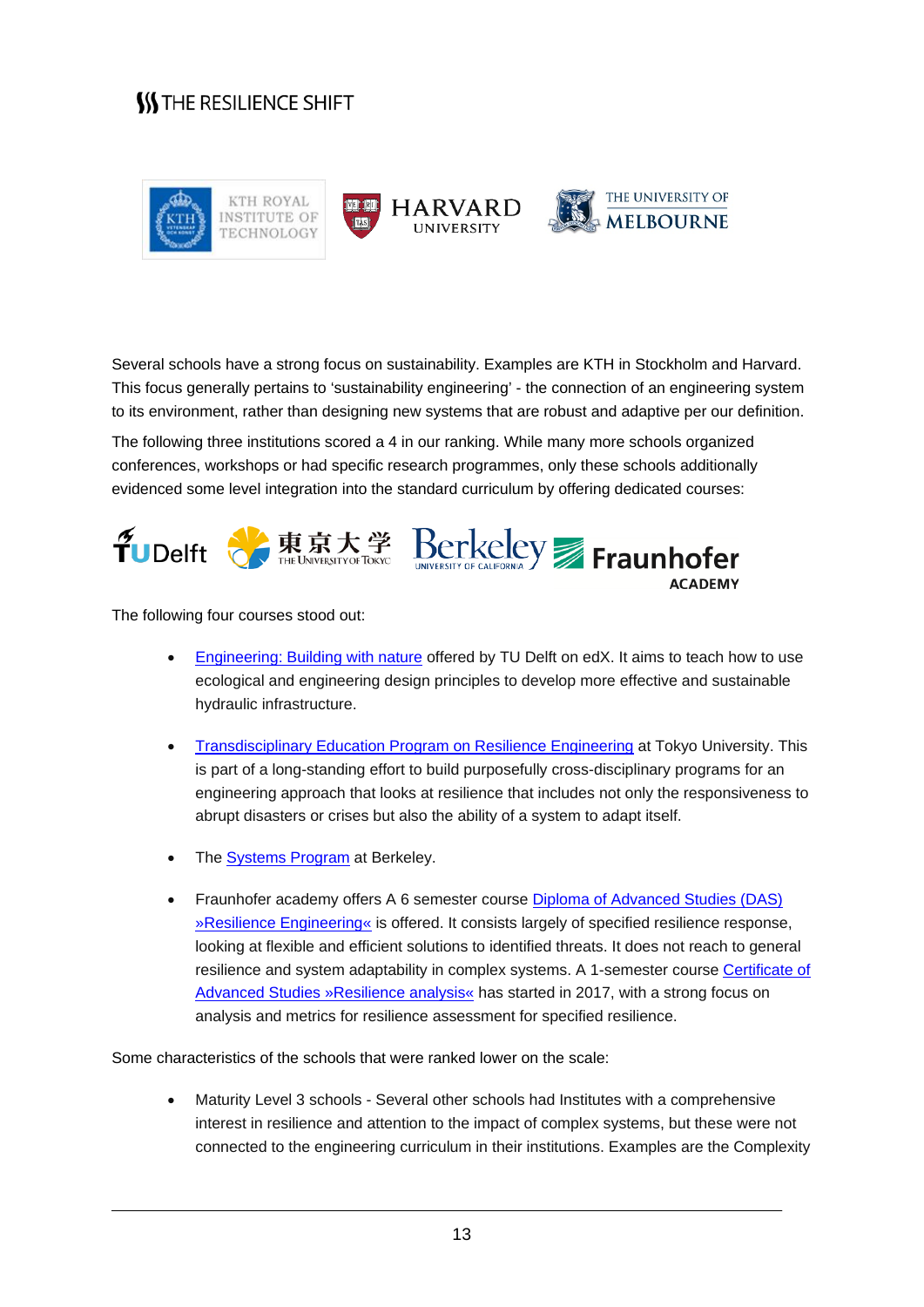Several schools have a strong focus on sustainability. Examples are KTH in Stockholm and Harvard. This focus generally pertains to 'sustainability engineering' - the connection of an engineering system to its environment, rather than designing new systems that are robust and adaptive per our definition.

The following three institutions scored a 4 in our ranking. While many more schools organized conferences, workshops or had specific research programmes, only these schools additionally evidenced some level integration into the standard curriculum by offering dedicated courses:

The following four courses stood out:

- Engineering: Building with nature offered by TU Delft on edX. It aims to teach how to use ecological and engineering design principles to develop more effective and sustainable hydraulic infrastructure.
- Transdisciplinary Education Program on Resilience Engineering at Tokyo University. This is part of a long-standing effort to build purposefully cross-disciplinary programs for an engineering approach that looks at resilience that includes not only the responsiveness to abrupt disasters or crises but also the ability of a system to adapt itself.
- The Systems Program at Berkeley.
- Fraunhofer academy offers A 6 semester course Diploma of Advanced Studies (DAS) »Resilience Engineering« is offered. It consists largely of specified resilience response, looking at flexible and efficient solutions to identified threats. It does not reach to general resilience and system adaptability in complex systems. A 1-semester course Certificate of Advanced Studies »Resilience analysis« has started in 2017, with a strong focus on analysis and metrics for resilience assessment for specified resilience.

Some characteristics of the schools that were ranked lower on the scale:

- Maturity Level 3 schools - Several other schools had Institutes with a comprehensive interest in resilience and attention to the impact of complex systems, but these were not connected to the engineering curriculum in their institutions. Examples are the Complexity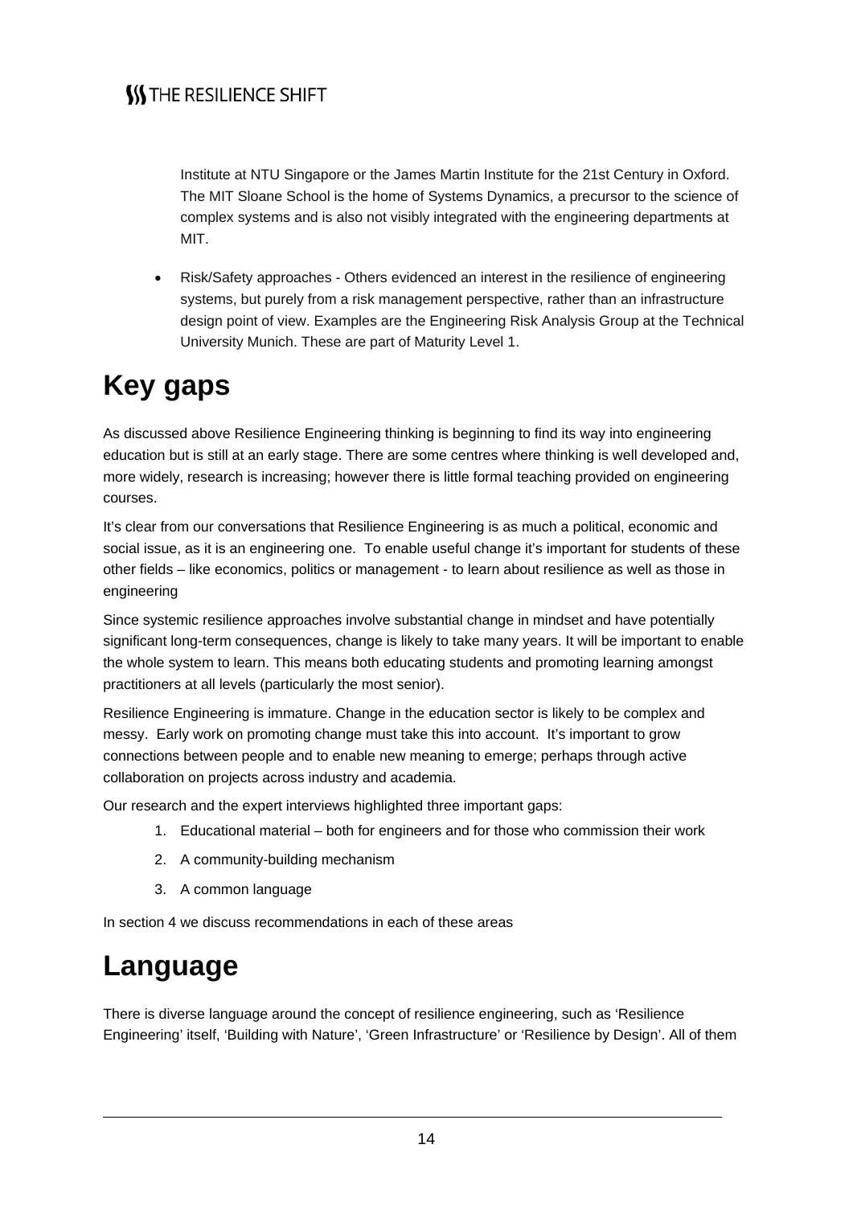Institute at NTU Singapore or the James Martin Institute for the 21st Century in Oxford. The MIT Sloane School is the home of Systems Dynamics, a precursor to the science of complex systems and is also not visibly integrated with the engineering departments at MIT.

- Risk/Safety approaches - Others evidenced an interest in the resilience of engineering systems, but purely from a risk management perspective, rather than an infrastructure design point of view. Examples are the Engineering Risk Analysis Group at the Technical University Munich. These are part of Maturity Level 1.

# Key gaps

As discussed above Resilience Engineering thinking is beginning to find its way into engineering education but is still at an early stage. There are some centres where thinking is well developed and, more widely, research is increasing; however there is little formal teaching provided on engineering courses.

It's clear from our conversations that Resilience Engineering is as much a political, economic and social issue, as it is an engineering one. To enable useful change it's important for students of these other fields – like economics, politics or management - to learn about resilience as well as those in engineering

Since systemic resilience approaches involve substantial change in mindset and have potentially significant long-term consequences, change is likely to take many years. It will be important to enable the whole system to learn. This means both educating students and promoting learning amongst practitioners at all levels (particularly the most senior).

Resilience Engineering is immature. Change in the education sector is likely to be complex and messy. Early work on promoting change must take this into account. It's important to grow connections between people and to enable new meaning to emerge; perhaps through active collaboration on projects across industry and academia.

Our research and the expert interviews highlighted three important gaps:

1. Educational material – both for engineers and for those who commission their work
2. A community-building mechanism
3. A common language

In section 4 we discuss recommendations in each of these areas

# Language

There is diverse language around the concept of resilience engineering, such as 'Resilience Engineering' itself, 'Building with Nature', 'Green Infrastructure' or 'Resilience by Design'. All of them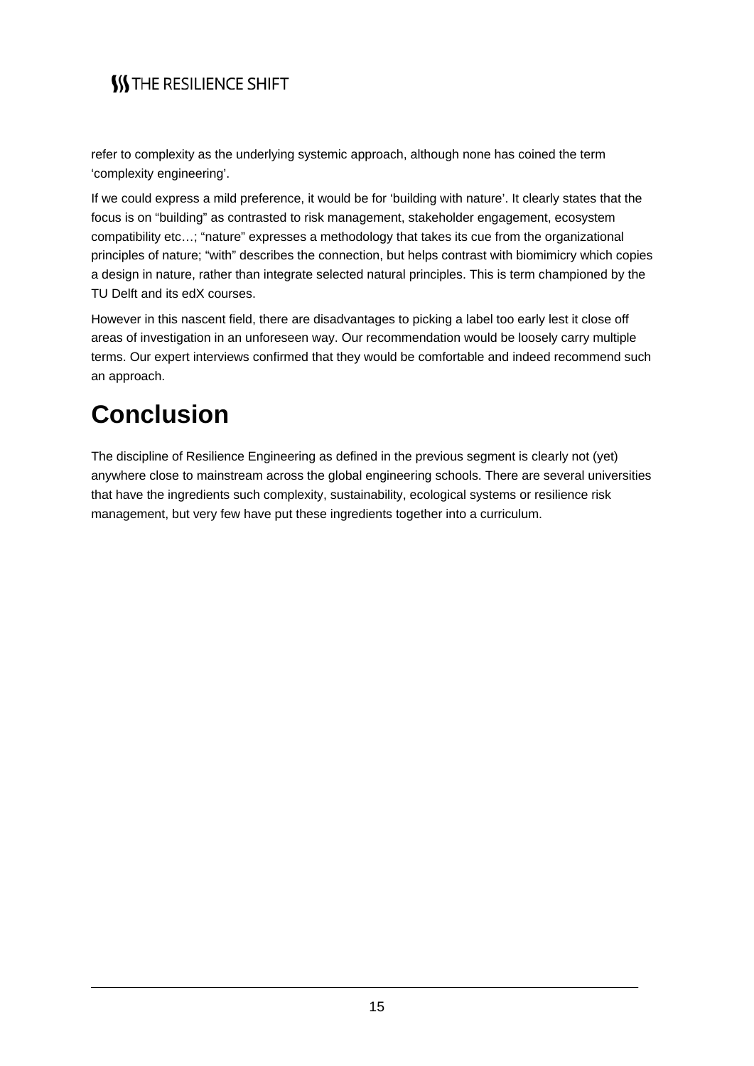refer to complexity as the underlying systemic approach, although none has coined the term 'complexity engineering'.

If we could express a mild preference, it would be for 'building with nature'. It clearly states that the focus is on "building" as contrasted to risk management, stakeholder engagement, ecosystem compatibility etc…; "nature" expresses a methodology that takes its cue from the organizational principles of nature; "with" describes the connection, but helps contrast with biomimicry which copies a design in nature, rather than integrate selected natural principles. This is term championed by the TU Delft and its edX courses.

However in this nascent field, there are disadvantages to picking a label too early lest it close off areas of investigation in an unforeseen way. Our recommendation would be loosely carry multiple terms. Our expert interviews confirmed that they would be comfortable and indeed recommend such an approach.

# Conclusion

The discipline of Resilience Engineering as defined in the previous segment is clearly not (yet) anywhere close to mainstream across the global engineering schools. There are several universities that have the ingredients such complexity, sustainability, ecological systems or resilience risk management, but very few have put these ingredients together into a curriculum.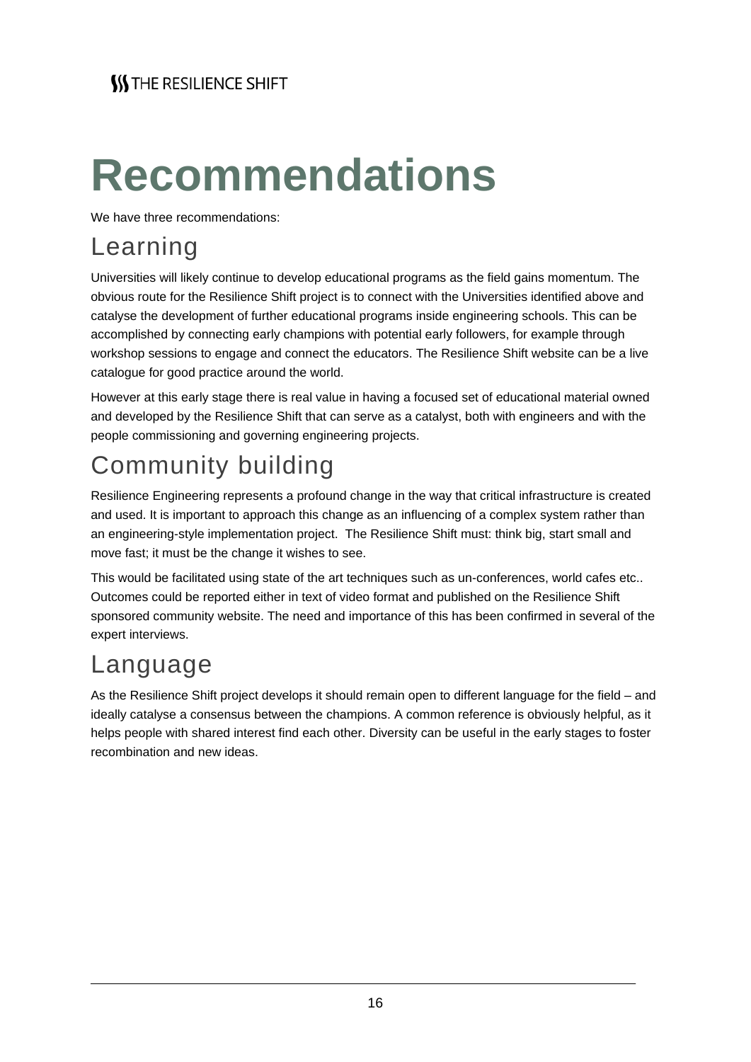# Recommendations

We have three recommendations:

## Learning

Universities will likely continue to develop educational programs as the field gains momentum. The obvious route for the Resilience Shift project is to connect with the Universities identified above and catalyse the development of further educational programs inside engineering schools. This can be accomplished by connecting early champions with potential early followers, for example through workshop sessions to engage and connect the educators. The Resilience Shift website can be a live catalogue for good practice around the world.

However at this early stage there is real value in having a focused set of educational material owned and developed by the Resilience Shift that can serve as a catalyst, both with engineers and with the people commissioning and governing engineering projects.

## Community building

Resilience Engineering represents a profound change in the way that critical infrastructure is created and used. It is important to approach this change as an influencing of a complex system rather than an engineering-style implementation project.  The Resilience Shift must: think big, start small and move fast; it must be the change it wishes to see.

This would be facilitated using state of the art techniques such as un-conferences, world cafes etc.. Outcomes could be reported either in text of video format and published on the Resilience Shift sponsored community website. The need and importance of this has been confirmed in several of the expert interviews.

## Language

As the Resilience Shift project develops it should remain open to different language for the field – and ideally catalyse a consensus between the champions. A common reference is obviously helpful, as it helps people with shared interest find each other. Diversity can be useful in the early stages to foster recombination and new ideas.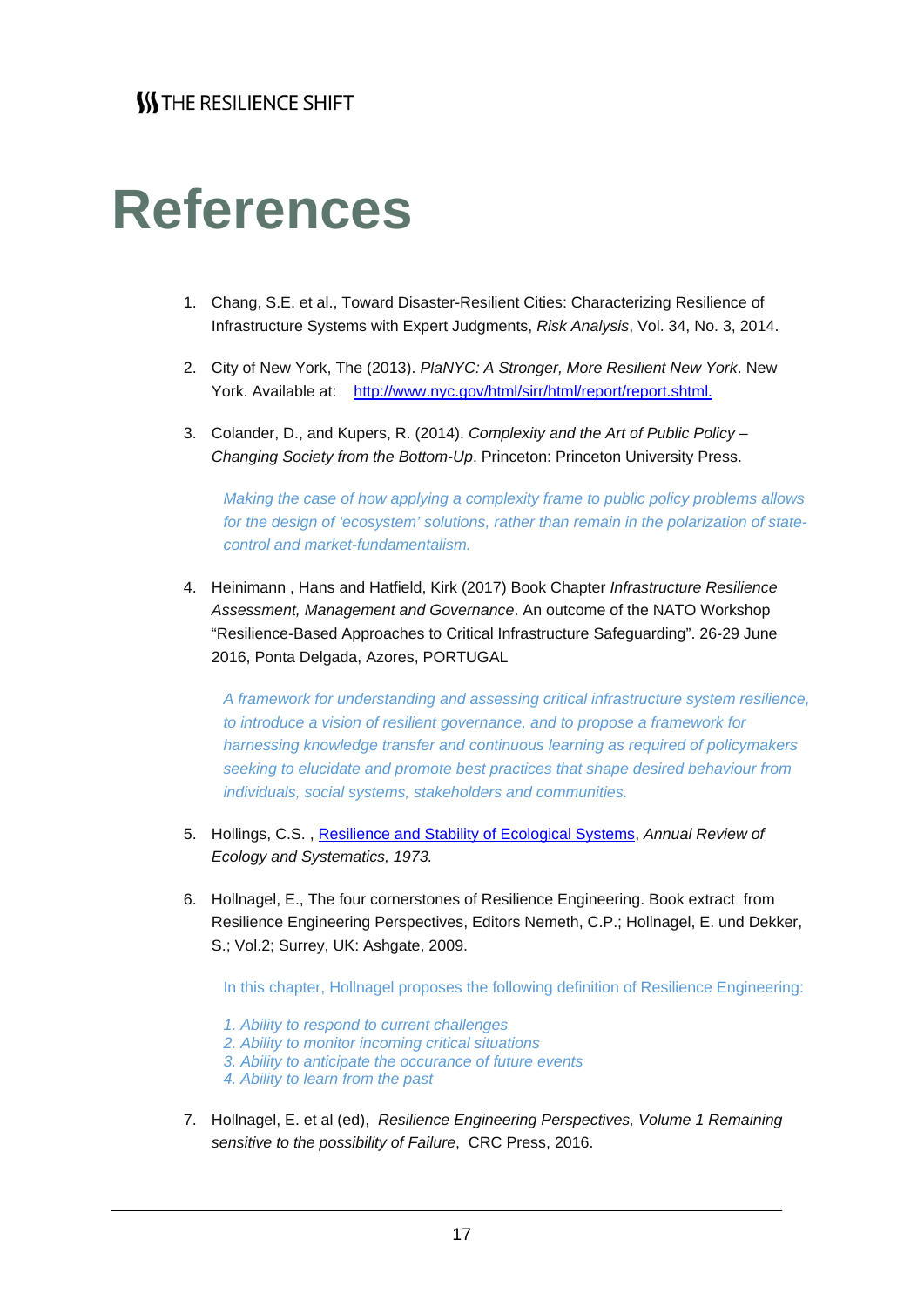# References

1. Chang, S.E. et al., Toward Disaster-Resilient Cities: Characterizing Resilience of Infrastructure Systems with Expert Judgments, *Risk Analysis*, Vol. 34, No. 3, 2014.

2. City of New York, The (2013). *PlaNYC: A Stronger, More Resilient New York*. New York. Available at: [http://www.nyc.gov/html/sirr/html/report/report.shtml.](http://www.nyc.gov/html/sirr/html/report/report.shtml)

3. Colander, D., and Kupers, R. (2014). *Complexity and the Art of Public Policy – Changing Society from the Bottom-Up*. Princeton: Princeton University Press.

   *Making the case of how applying a complexity frame to public policy problems allows for the design of 'ecosystem' solutions, rather than remain in the polarization of state-control and market-fundamentalism.*

4. Heinimann , Hans and Hatfield, Kirk (2017) Book Chapter *Infrastructure Resilience Assessment, Management and Governance*. An outcome of the NATO Workshop "Resilience-Based Approaches to Critical Infrastructure Safeguarding". 26-29 June 2016, Ponta Delgada, Azores, PORTUGAL

   *A framework for understanding and assessing critical infrastructure system resilience, to introduce a vision of resilient governance, and to propose a framework for harnessing knowledge transfer and continuous learning as required of policymakers seeking to elucidate and promote best practices that shape desired behaviour from individuals, social systems, stakeholders and communities.*

5. Hollings, C.S. , Resilience and Stability of Ecological Systems, *Annual Review of Ecology and Systematics, 1973.*

6. Hollnagel, E., The four cornerstones of Resilience Engineering. Book extract from Resilience Engineering Perspectives, Editors Nemeth, C.P.; Hollnagel, E. und Dekker, S.; Vol.2; Surrey, UK: Ashgate, 2009.

   In this chapter, Hollnagel proposes the following definition of Resilience Engineering:

   *1. Ability to respond to current challenges*
   *2. Ability to monitor incoming critical situations*
   *3. Ability to anticipate the occurance of future events*
   *4. Ability to learn from the past*

7. Hollnagel, E. et al (ed), *Resilience Engineering Perspectives, Volume 1 Remaining sensitive to the possibility of Failure*, CRC Press, 2016.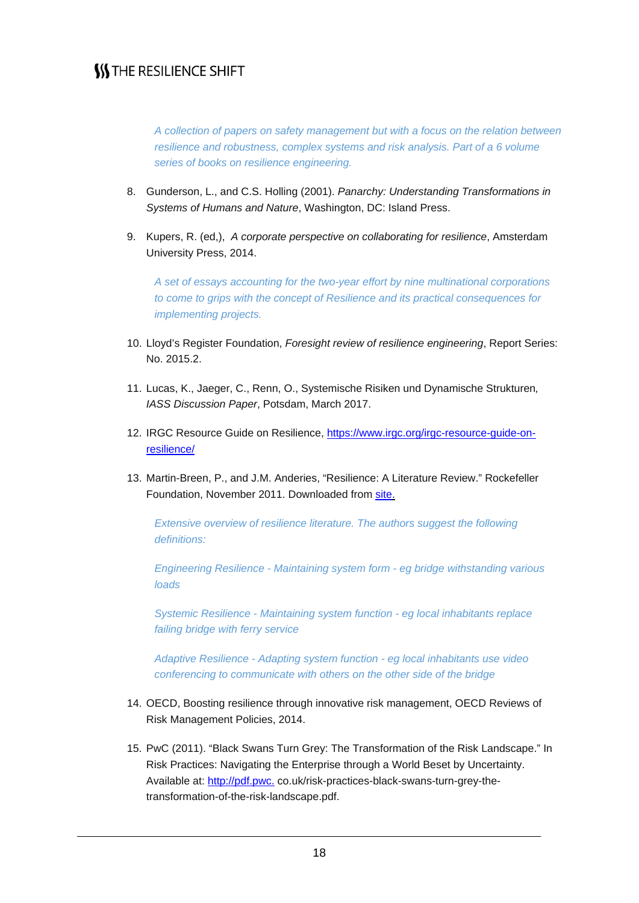*A collection of papers on safety management but with a focus on the relation between resilience and robustness, complex systems and risk analysis. Part of a 6 volume series of books on resilience engineering.*

8. Gunderson, L., and C.S. Holling (2001). *Panarchy: Understanding Transformations in Systems of Humans and Nature*, Washington, DC: Island Press.

9. Kupers, R. (ed,), *A corporate perspective on collaborating for resilience*, Amsterdam University Press, 2014.

   *A set of essays accounting for the two-year effort by nine multinational corporations to come to grips with the concept of Resilience and its practical consequences for implementing projects.*

10. Lloyd's Register Foundation, *Foresight review of resilience engineering*, Report Series: No. 2015.2.

11. Lucas, K., Jaeger, C., Renn, O., Systemische Risiken und Dynamische Strukturen*, IASS Discussion Paper*, Potsdam, March 2017.

12. IRGC Resource Guide on Resilience, [https://www.irgc.org/irgc-resource-guide-on-resilience/](https://www.irgc.org/irgc-resource-guide-on-resilience/)

13. Martin-Breen, P., and J.M. Anderies, "Resilience: A Literature Review." Rockefeller Foundation, November 2011. Downloaded from site.

    *Extensive overview of resilience literature. The authors suggest the following definitions:*

    *Engineering Resilience - Maintaining system form - eg bridge withstanding various loads*

    *Systemic Resilience - Maintaining system function - eg local inhabitants replace failing bridge with ferry service*

    *Adaptive Resilience - Adapting system function - eg local inhabitants use video conferencing to communicate with others on the other side of the bridge*

14. OECD, Boosting resilience through innovative risk management, OECD Reviews of Risk Management Policies, 2014.

15. PwC (2011). "Black Swans Turn Grey: The Transformation of the Risk Landscape." In Risk Practices: Navigating the Enterprise through a World Beset by Uncertainty. Available at: http://pdf.pwc. co.uk/risk-practices-black-swans-turn-grey-the-transformation-of-the-risk-landscape.pdf.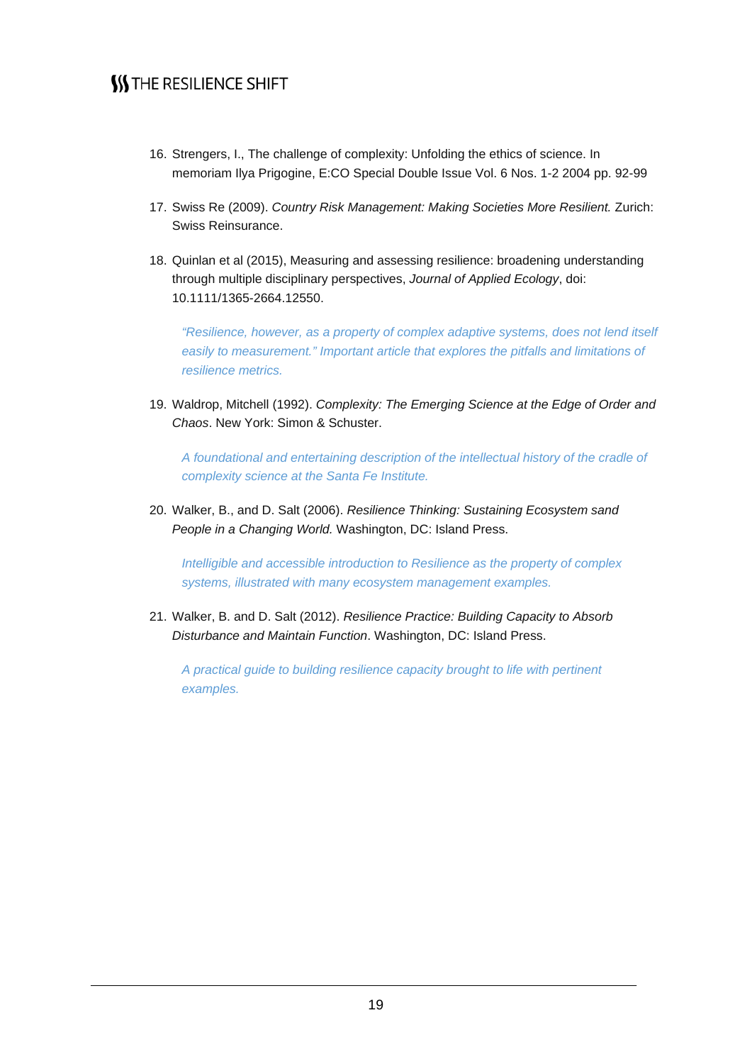16. Strengers, I., The challenge of complexity: Unfolding the ethics of science. In memoriam Ilya Prigogine, E:CO Special Double Issue Vol. 6 Nos. 1-2 2004 pp. 92-99

17. Swiss Re (2009). *Country Risk Management: Making Societies More Resilient.* Zurich: Swiss Reinsurance.

18. Quinlan et al (2015), Measuring and assessing resilience: broadening understanding through multiple disciplinary perspectives, *Journal of Applied Ecology*, doi: 10.1111/1365-2664.12550.

    *"Resilience, however, as a property of complex adaptive systems, does not lend itself easily to measurement." Important article that explores the pitfalls and limitations of resilience metrics.*

19. Waldrop, Mitchell (1992). *Complexity: The Emerging Science at the Edge of Order and Chaos*. New York: Simon & Schuster.

    *A foundational and entertaining description of the intellectual history of the cradle of complexity science at the Santa Fe Institute.*

20. Walker, B., and D. Salt (2006). *Resilience Thinking: Sustaining Ecosystem sand People in a Changing World.* Washington, DC: Island Press.

    *Intelligible and accessible introduction to Resilience as the property of complex systems, illustrated with many ecosystem management examples.*

21. Walker, B. and D. Salt (2012). *Resilience Practice: Building Capacity to Absorb Disturbance and Maintain Function*. Washington, DC: Island Press.

    *A practical guide to building resilience capacity brought to life with pertinent examples.*